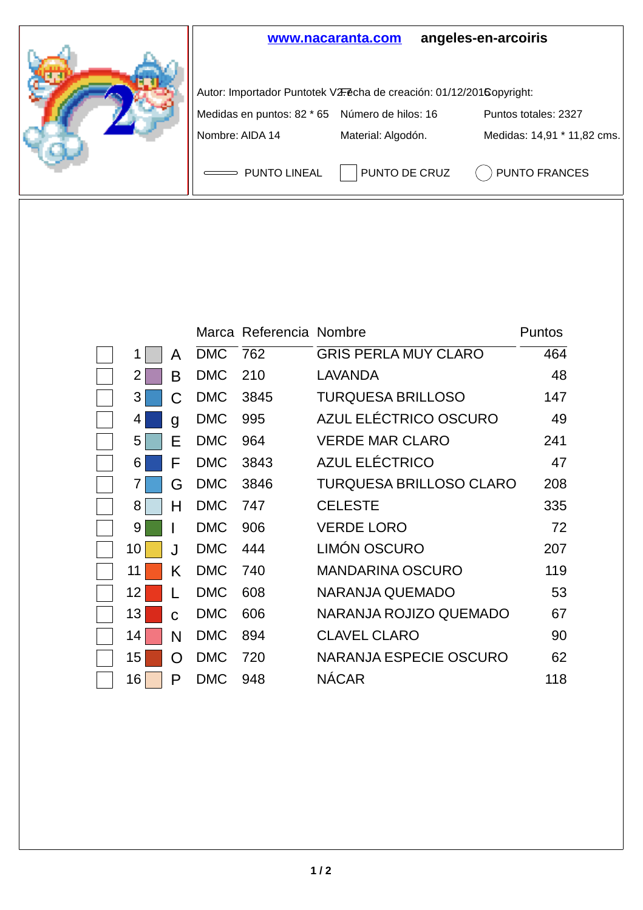**www.nacaranta.com** **angeles-en-arcoiris**

Autor: Importador Puntotek V2.7 Fecha de creación: 01/12/2016 Copyright:

Medidas en puntos: 82 * 65 Número de hilos: 16 Puntos totales: 2327

Nombre: AIDA 14 Material: Algodón. Medidas: 14,91 * 11,82 cms.

PUNTO LINEAL PUNTO DE CRUZ PUNTO FRANCES

| | | | Marca | Referencia | Nombre | Puntos |
|---|---|---|---|---|---|---|
| | 1 | A | DMC | 762 | GRIS PERLA MUY CLARO | 464 |
| | 2 | B | DMC | 210 | LAVANDA | 48 |
| | 3 | C | DMC | 3845 | TURQUESA BRILLOSO | 147 |
| | 4 | g | DMC | 995 | AZUL ELÉCTRICO OSCURO | 49 |
| | 5 | E | DMC | 964 | VERDE MAR CLARO | 241 |
| | 6 | F | DMC | 3843 | AZUL ELÉCTRICO | 47 |
| | 7 | G | DMC | 3846 | TURQUESA BRILLOSO CLARO | 208 |
| | 8 | H | DMC | 747 | CELESTE | 335 |
| | 9 | I | DMC | 906 | VERDE LORO | 72 |
| | 10 | J | DMC | 444 | LIMÓN OSCURO | 207 |
| | 11 | K | DMC | 740 | MANDARINA OSCURO | 119 |
| | 12 | L | DMC | 608 | NARANJA QUEMADO | 53 |
| | 13 | c | DMC | 606 | NARANJA ROJIZO QUEMADO | 67 |
| | 14 | N | DMC | 894 | CLAVEL CLARO | 90 |
| | 15 | O | DMC | 720 | NARANJA ESPECIE OSCURO | 62 |
| | 16 | P | DMC | 948 | NÁCAR | 118 |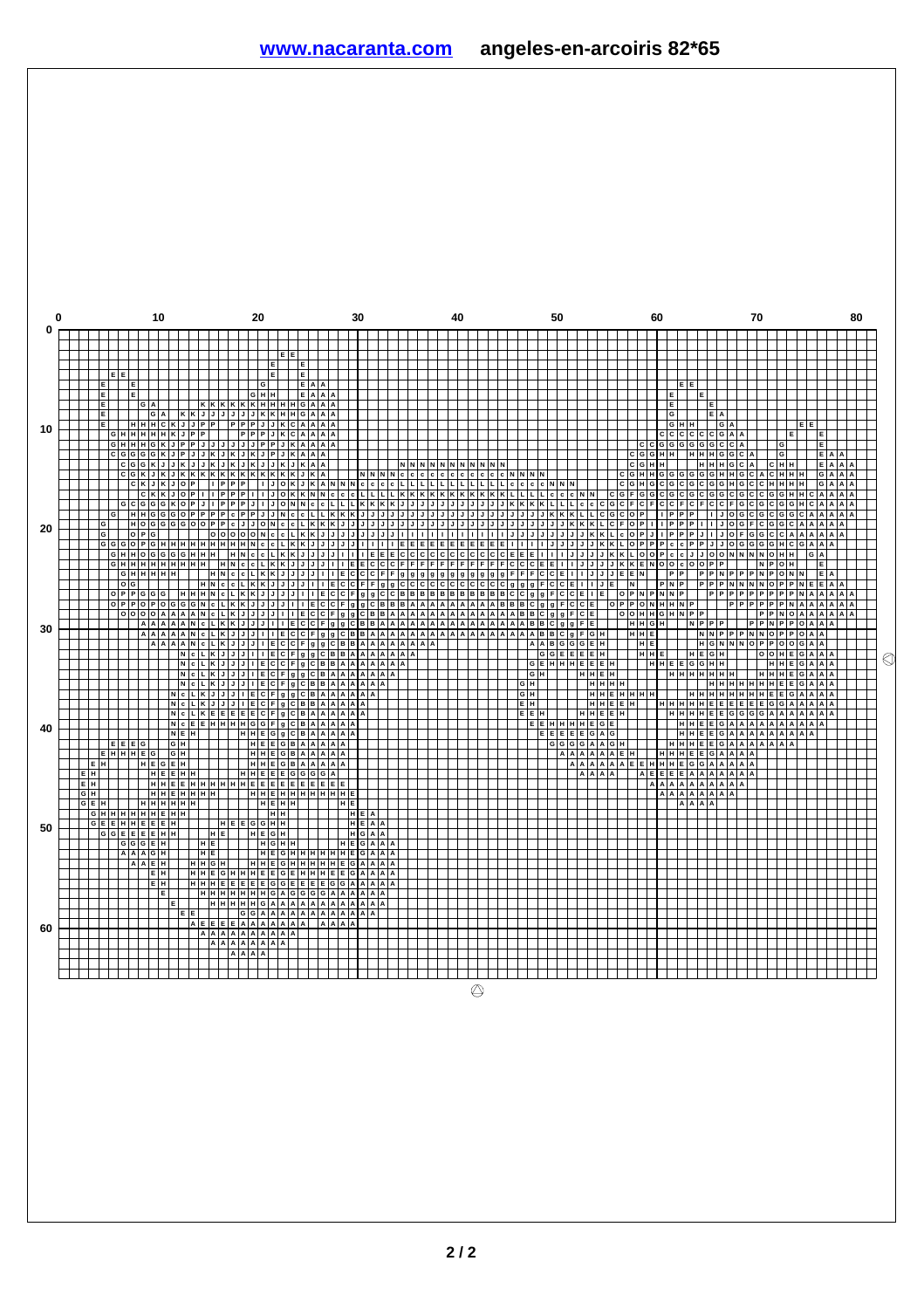**www.nacaranta.com** **angeles-en-arcoiris 82*65**

0 10 20 30 40 50 60 70 80

0

10

20

30

40

50

60